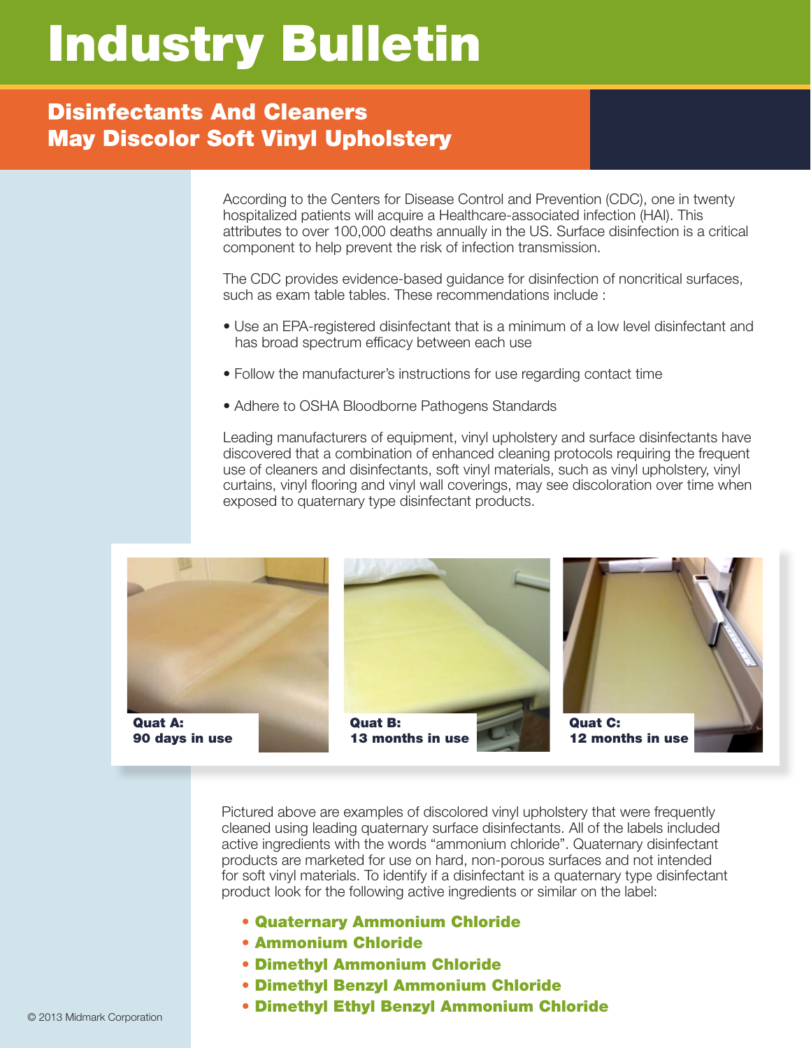# Industry Bulletin

## Disinfectants And Cleaners May Discolor Soft Vinyl Upholstery

According to the Centers for Disease Control and Prevention (CDC), one in twenty hospitalized patients will acquire a Healthcare-associated infection (HAI). This attributes to over 100,000 deaths annually in the US. Surface disinfection is a critical component to help prevent the risk of infection transmission.

The CDC provides evidence-based guidance for disinfection of noncritical surfaces, such as exam table tables. These recommendations include :

- Use an EPA-registered disinfectant that is a minimum of a low level disinfectant and has broad spectrum efficacy between each use
- Follow the manufacturer's instructions for use regarding contact time
- Adhere to OSHA Bloodborne Pathogens Standards

Leading manufacturers of equipment, vinyl upholstery and surface disinfectants have discovered that a combination of enhanced cleaning protocols requiring the frequent use of cleaners and disinfectants, soft vinyl materials, such as vinyl upholstery, vinyl curtains, vinyl flooring and vinyl wall coverings, may see discoloration over time when exposed to quaternary type disinfectant products.

**Quat A:** **90 days in use**

**Quat B:** **13 months in use**

**Quat C:** **12 months in use**

Pictured above are examples of discolored vinyl upholstery that were frequently cleaned using leading quaternary surface disinfectants. All of the labels included active ingredients with the words "ammonium chloride". Quaternary disinfectant products are marketed for use on hard, non-porous surfaces and not intended for soft vinyl materials. To identify if a disinfectant is a quaternary type disinfectant product look for the following active ingredients or similar on the label:

- **Quaternary Ammonium Chloride**
- **Ammonium Chloride**
- **Dimethyl Ammonium Chloride**
- **Dimethyl Benzyl Ammonium Chloride**
- **Dimethyl Ethyl Benzyl Ammonium Chloride**

© 2013 Midmark Corporation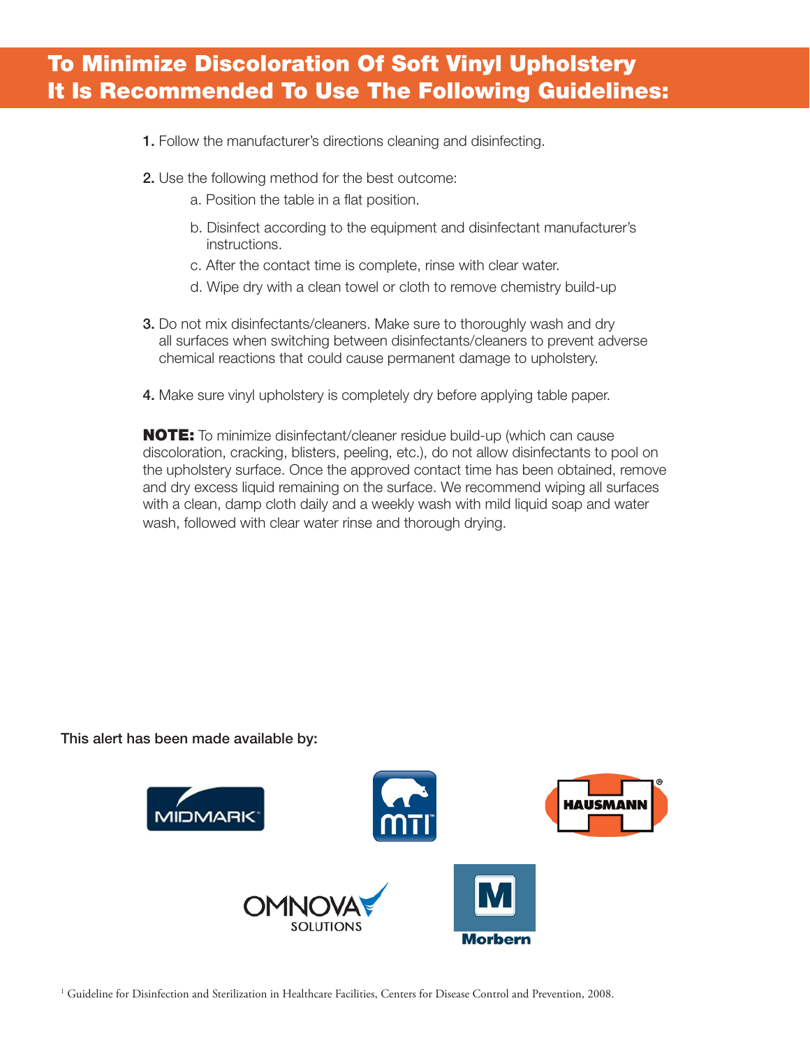# To Minimize Discoloration Of Soft Vinyl Upholstery It Is Recommended To Use The Following Guidelines:

**1.** Follow the manufacturer's directions cleaning and disinfecting.

**2.** Use the following method for the best outcome:

a. Position the table in a flat position.

b. Disinfect according to the equipment and disinfectant manufacturer's instructions.

c. After the contact time is complete, rinse with clear water.

d. Wipe dry with a clean towel or cloth to remove chemistry build-up

**3.** Do not mix disinfectants/cleaners. Make sure to thoroughly wash and dry all surfaces when switching between disinfectants/cleaners to prevent adverse chemical reactions that could cause permanent damage to upholstery.

**4.** Make sure vinyl upholstery is completely dry before applying table paper.

**NOTE:** To minimize disinfectant/cleaner residue build-up (which can cause discoloration, cracking, blisters, peeling, etc.), do not allow disinfectants to pool on the upholstery surface. Once the approved contact time has been obtained, remove and dry excess liquid remaining on the surface. We recommend wiping all surfaces with a clean, damp cloth daily and a weekly wash with mild liquid soap and water wash, followed with clear water rinse and thorough drying.

This alert has been made available by:

MIDMARK

MTI

HAUSMANN

OMNOVA SOLUTIONS

Morbern

[1] Guideline for Disinfection and Sterilization in Healthcare Facilities, Centers for Disease Control and Prevention, 2008.